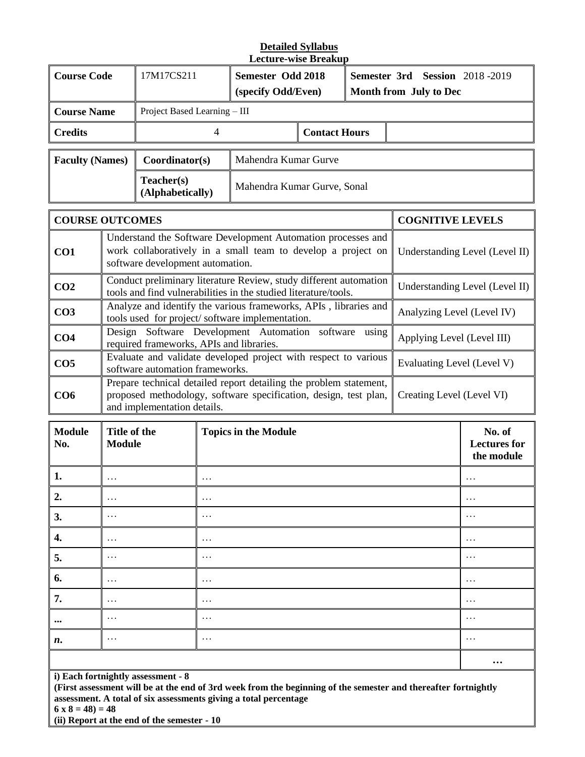**Detailed Syllabus**
**Lecture-wise Breakup**

| **Course Code** | 17M17CS211 | **Semester Odd 2018 (specify Odd/Even)** | | **Semester 3rd Session 2018 -2019 Month from July to Dec** |
|---|---|---|---|---|
| **Course Name** | Project Based Learning – III | | | |
| **Credits** | 4 | | **Contact Hours** | |

| **Faculty (Names)** | **Coordinator(s)** | Mahendra Kumar Gurve |
|---|---|---|
| | **Teacher(s) (Alphabetically)** | Mahendra Kumar Gurve, Sonal |

| **COURSE OUTCOMES** | | **COGNITIVE LEVELS** |
|---|---|---|
| **CO1** | Understand the Software Development Automation processes and work collaboratively in a small team to develop a project on software development automation. | Understanding Level (Level II) |
| **CO2** | Conduct preliminary literature Review, study different automation tools and find vulnerabilities in the studied literature/tools. | Understanding Level (Level II) |
| **CO3** | Analyze and identify the various frameworks, APIs , libraries and tools used for project/ software implementation. | Analyzing Level (Level IV) |
| **CO4** | Design Software Development Automation software using required frameworks, APIs and libraries. | Applying Level (Level III) |
| **CO5** | Evaluate and validate developed project with respect to various software automation frameworks. | Evaluating Level (Level V) |
| **CO6** | Prepare technical detailed report detailing the problem statement, proposed methodology, software specification, design, test plan, and implementation details. | Creating Level (Level VI) |

| **Module No.** | **Title of the Module** | **Topics in the Module** | **No. of Lectures for the module** |
|---|---|---|---|
| **1.** | … | … | … |
| **2.** | … | … | … |
| **3.** | … | … | … |
| **4.** | … | … | … |
| **5.** | … | … | … |
| **6.** | … | … | … |
| **7.** | … | … | … |
| **...** | … | … | … |
| ***n.*** | … | … | … |
| | | | **…** |

**i) Each fortnightly assessment - 8**
**(First assessment will be at the end of 3rd week from the beginning of the semester and thereafter fortnightly assessment. A total of six assessments giving a total percentage**
**6 x 8 = 48) = 48**
**(ii) Report at the end of the semester - 10**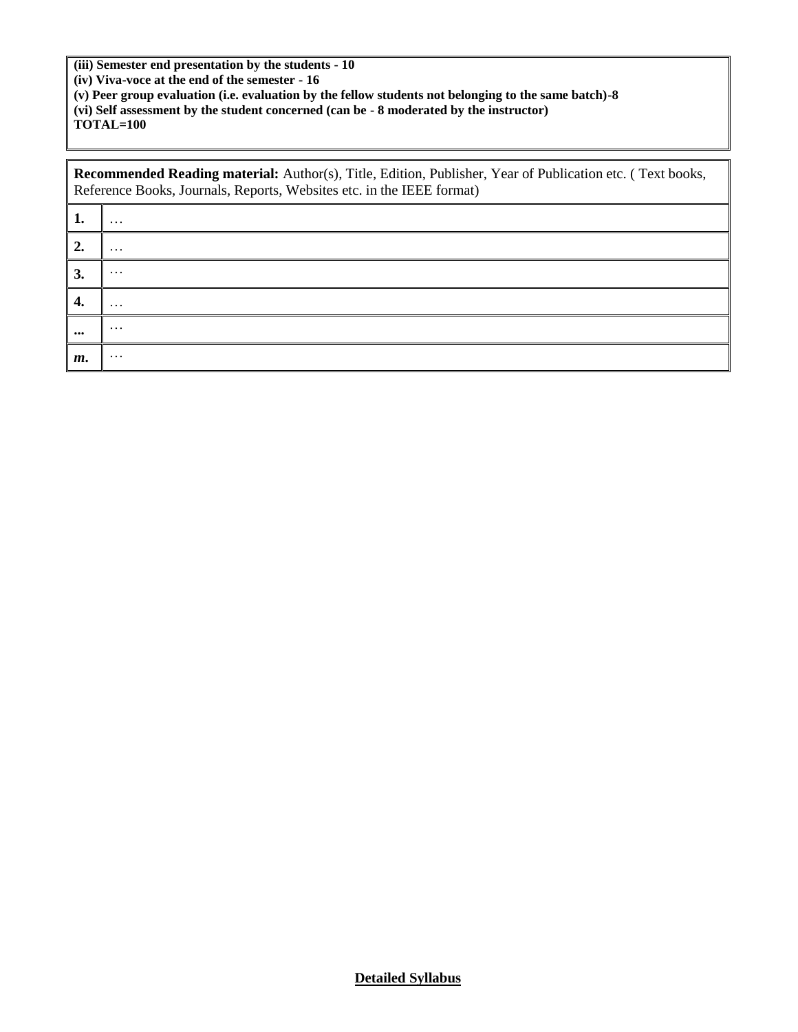**(iii) Semester end presentation by the students - 10**
**(iv) Viva-voce at the end of the semester - 16**
**(v) Peer group evaluation (i.e. evaluation by the fellow students not belonging to the same batch)-8**
**(vi) Self assessment by the student concerned (can be - 8 moderated by the instructor)**
**TOTAL=100**

| **Recommended Reading material:** Author(s), Title, Edition, Publisher, Year of Publication etc. ( Text books, Reference Books, Journals, Reports, Websites etc. in the IEEE format) | |
|---|---|
| **1.** | … |
| **2.** | … |
| **3.** | … |
| **4.** | … |
| **...** | … |
| ***m*.** | … |

**Detailed Syllabus**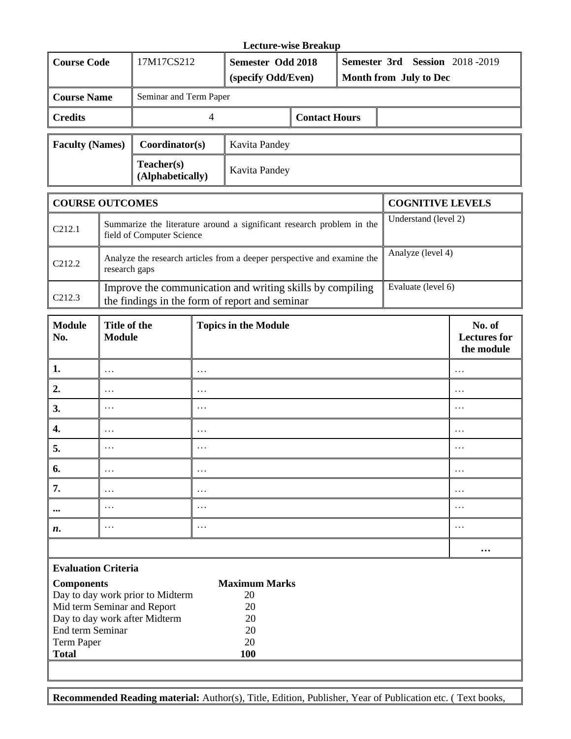**Lecture-wise Breakup**

| **Course Code** | 17M17CS212 | **Semester Odd 2018 (specify Odd/Even)** | **Semester 3rd Session** 2018 -2019 **Month from July to Dec** |
|---|---|---|---|
| **Course Name** | Seminar and Term Paper | | |
| **Credits** | 4 | **Contact Hours** | |

| **Faculty (Names)** | **Coordinator(s)** | Kavita Pandey |
|---|---|---|
| | **Teacher(s) (Alphabetically)** | Kavita Pandey |

| **COURSE OUTCOMES** | | **COGNITIVE LEVELS** |
|---|---|---|
| C212.1 | Summarize the literature around a significant research problem in the field of Computer Science | Understand (level 2) |
| C212.2 | Analyze the research articles from a deeper perspective and examine the research gaps | Analyze (level 4) |
| C212.3 | Improve the communication and writing skills by compiling the findings in the form of report and seminar | Evaluate (level 6) |

| **Module No.** | **Title of the Module** | **Topics in the Module** | **No. of Lectures for the module** |
|---|---|---|---|
| **1.** | … | … | … |
| **2.** | … | … | … |
| **3.** | … | … | … |
| **4.** | … | … | … |
| **5.** | … | … | … |
| **6.** | … | … | … |
| **7.** | … | … | … |
| **...** | … | … | … |
| ***n.*** | … | … | … |
| | | | **…** |

**Evaluation Criteria**

| **Components** | **Maximum Marks** |
|---|---|
| Day to day work prior to Midterm | 20 |
| Mid term Seminar and Report | 20 |
| Day to day work after Midterm | 20 |
| End term Seminar | 20 |
| Term Paper | 20 |
| **Total** | **100** |

**Recommended Reading material:** Author(s), Title, Edition, Publisher, Year of Publication etc. ( Text books,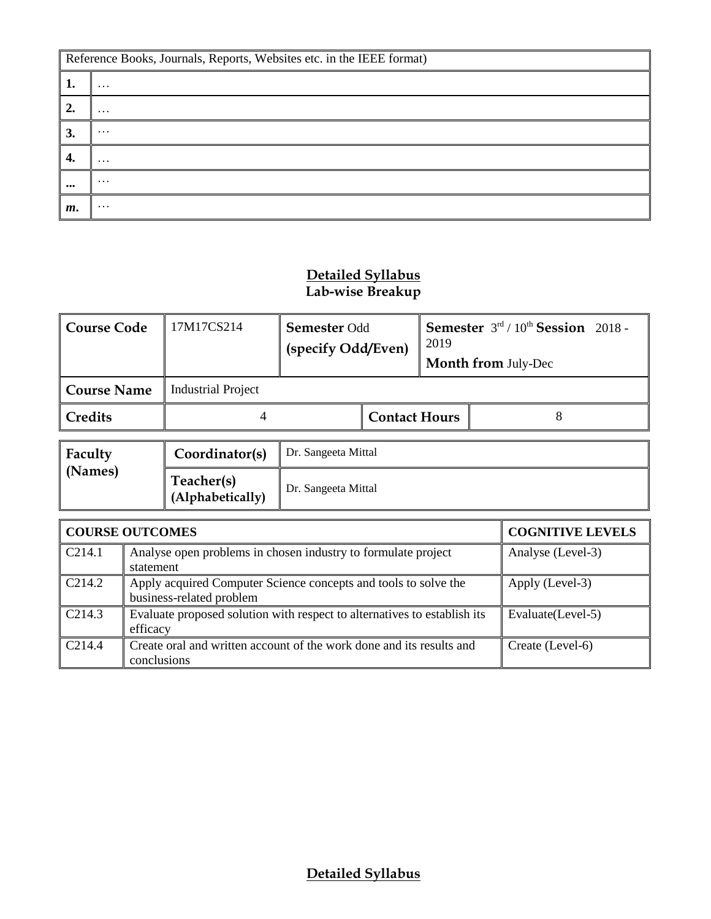| Reference Books, Journals, Reports, Websites etc. in the IEEE format) | |
|---|---|
| **1.** | … |
| **2.** | … |
| **3.** | … |
| **4.** | … |
| **...** | … |
| ***m*.** | … |

## Detailed Syllabus
## Lab-wise Breakup

| **Course Code** | 17M17CS214 | **Semester** Odd **(specify Odd/Even)** | | **Semester** 3rd / 10th **Session** 2018 - 2019 **Month from** July-Dec |
|---|---|---|---|---|
| **Course Name** | Industrial Project | | | |
| **Credits** | 4 | | **Contact Hours** | 8 |

| **Faculty (Names)** | **Coordinator(s)** | Dr. Sangeeta Mittal |
|---|---|---|
| | **Teacher(s) (Alphabetically)** | Dr. Sangeeta Mittal |

| **COURSE OUTCOMES** | | **COGNITIVE LEVELS** |
|---|---|---|
| C214.1 | Analyse open problems in chosen industry to formulate project statement | Analyse (Level-3) |
| C214.2 | Apply acquired Computer Science concepts and tools to solve the business-related problem | Apply (Level-3) |
| C214.3 | Evaluate proposed solution with respect to alternatives to establish its efficacy | Evaluate(Level-5) |
| C214.4 | Create oral and written account of the work done and its results and conclusions | Create (Level-6) |

## Detailed Syllabus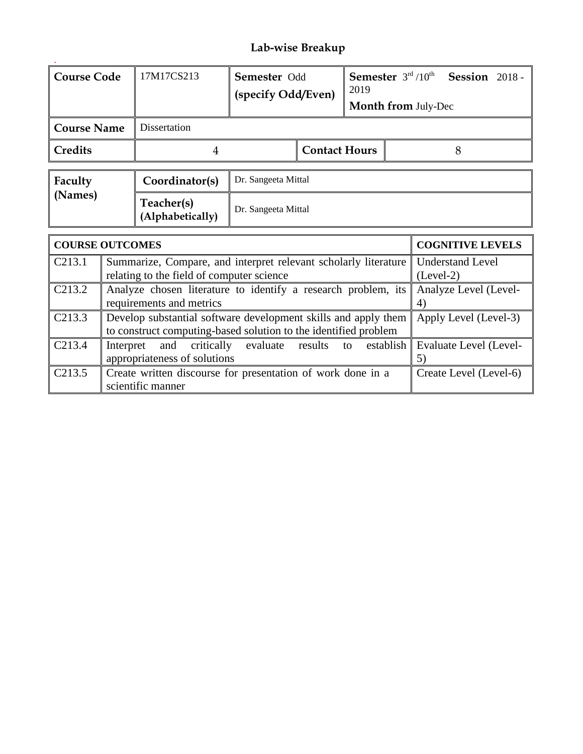## Lab-wise Breakup

| | | | |
|---|---|---|---|
| **Course Code** | 17M17CS213 | **Semester** Odd **(specify Odd/Even)** | **Semester** 3rd /10th **Session** 2018 -2019 **Month from** July-Dec |
| **Course Name** | Dissertation | | |
| **Credits** | 4 | **Contact Hours** | 8 |

| | | |
|---|---|---|
| **Faculty (Names)** | **Coordinator(s)** | Dr. Sangeeta Mittal |
| | **Teacher(s) (Alphabetically)** | Dr. Sangeeta Mittal |

| **COURSE OUTCOMES** | | **COGNITIVE LEVELS** |
|---|---|---|
| C213.1 | Summarize, Compare, and interpret relevant scholarly literature relating to the field of computer science | Understand Level (Level-2) |
| C213.2 | Analyze chosen literature to identify a research problem, its requirements and metrics | Analyze Level (Level-4) |
| C213.3 | Develop substantial software development skills and apply them to construct computing-based solution to the identified problem | Apply Level (Level-3) |
| C213.4 | Interpret and critically evaluate results to establish appropriateness of solutions | Evaluate Level (Level-5) |
| C213.5 | Create written discourse for presentation of work done in a scientific manner | Create Level (Level-6) |